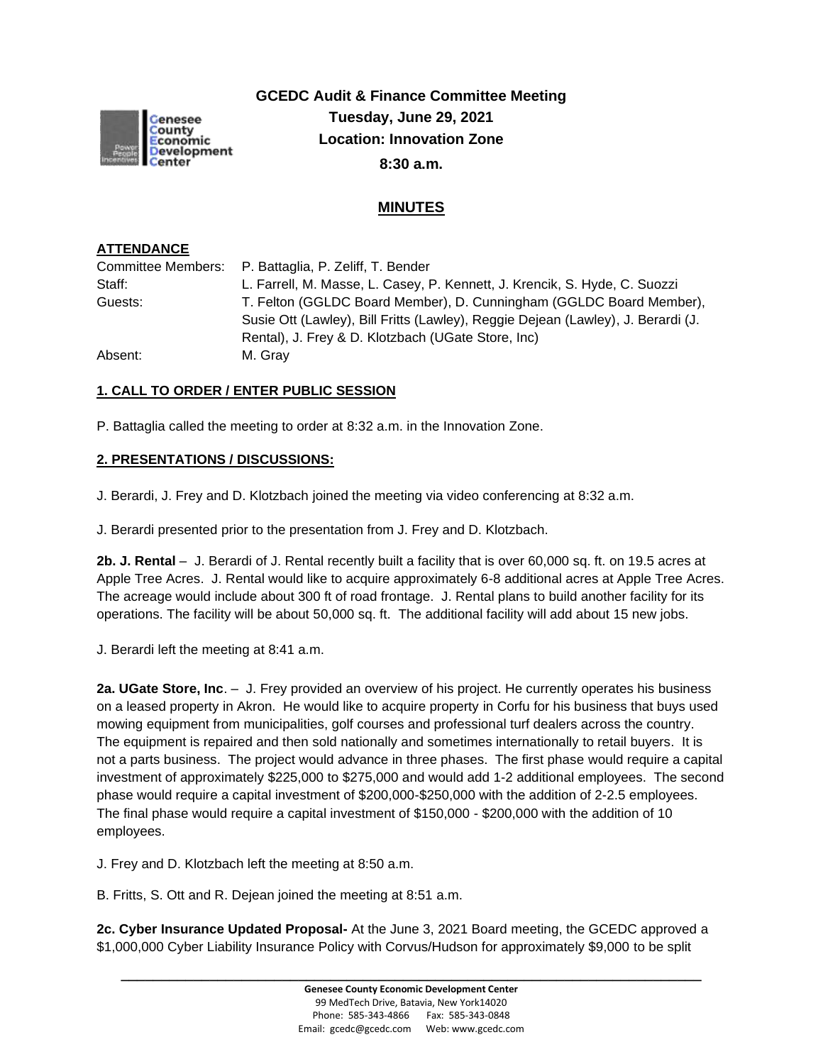# GCEDC Audit & Finance Committee Meeting

**Tuesday, June 29, 2021**

**Location: Innovation Zone**

**8:30 a.m.**

## MINUTES

**ATTENDANCE**

Committee Members: P. Battaglia, P. Zeliff, T. Bender

Staff: L. Farrell, M. Masse, L. Casey, P. Kennett, J. Krencik, S. Hyde, C. Suozzi

Guests: T. Felton (GGLDC Board Member), D. Cunningham (GGLDC Board Member), Susie Ott (Lawley), Bill Fritts (Lawley), Reggie Dejean (Lawley), J. Berardi (J. Rental), J. Frey & D. Klotzbach (UGate Store, Inc)

Absent: M. Gray

**1. CALL TO ORDER / ENTER PUBLIC SESSION**

P. Battaglia called the meeting to order at 8:32 a.m. in the Innovation Zone.

**2. PRESENTATIONS / DISCUSSIONS:**

J. Berardi, J. Frey and D. Klotzbach joined the meeting via video conferencing at 8:32 a.m.

J. Berardi presented prior to the presentation from J. Frey and D. Klotzbach.

**2b. J. Rental** – J. Berardi of J. Rental recently built a facility that is over 60,000 sq. ft. on 19.5 acres at Apple Tree Acres. J. Rental would like to acquire approximately 6-8 additional acres at Apple Tree Acres. The acreage would include about 300 ft of road frontage. J. Rental plans to build another facility for its operations. The facility will be about 50,000 sq. ft. The additional facility will add about 15 new jobs.

J. Berardi left the meeting at 8:41 a.m.

**2a. UGate Store, Inc**. – J. Frey provided an overview of his project. He currently operates his business on a leased property in Akron. He would like to acquire property in Corfu for his business that buys used mowing equipment from municipalities, golf courses and professional turf dealers across the country. The equipment is repaired and then sold nationally and sometimes internationally to retail buyers. It is not a parts business. The project would advance in three phases. The first phase would require a capital investment of approximately $225,000 to $275,000 and would add 1-2 additional employees. The second phase would require a capital investment of $200,000-$250,000 with the addition of 2-2.5 employees. The final phase would require a capital investment of $150,000 - $200,000 with the addition of 10 employees.

J. Frey and D. Klotzbach left the meeting at 8:50 a.m.

B. Fritts, S. Ott and R. Dejean joined the meeting at 8:51 a.m.

**2c. Cyber Insurance Updated Proposal-** At the June 3, 2021 Board meeting, the GCEDC approved a $1,000,000 Cyber Liability Insurance Policy with Corvus/Hudson for approximately $9,000 to be split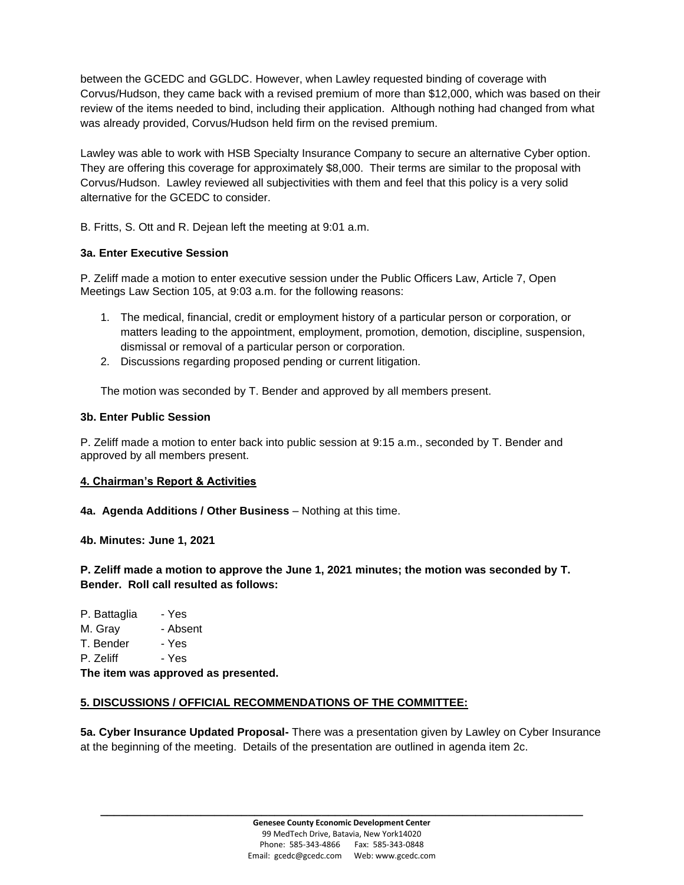between the GCEDC and GGLDC. However, when Lawley requested binding of coverage with Corvus/Hudson, they came back with a revised premium of more than $12,000, which was based on their review of the items needed to bind, including their application. Although nothing had changed from what was already provided, Corvus/Hudson held firm on the revised premium.

Lawley was able to work with HSB Specialty Insurance Company to secure an alternative Cyber option. They are offering this coverage for approximately $8,000. Their terms are similar to the proposal with Corvus/Hudson. Lawley reviewed all subjectivities with them and feel that this policy is a very solid alternative for the GCEDC to consider.

B. Fritts, S. Ott and R. Dejean left the meeting at 9:01 a.m.

**3a. Enter Executive Session**

P. Zeliff made a motion to enter executive session under the Public Officers Law, Article 7, Open Meetings Law Section 105, at 9:03 a.m. for the following reasons:

1. The medical, financial, credit or employment history of a particular person or corporation, or matters leading to the appointment, employment, promotion, demotion, discipline, suspension, dismissal or removal of a particular person or corporation.
2. Discussions regarding proposed pending or current litigation.

The motion was seconded by T. Bender and approved by all members present.

**3b. Enter Public Session**

P. Zeliff made a motion to enter back into public session at 9:15 a.m., seconded by T. Bender and approved by all members present.

**4. Chairman's Report & Activities**

**4a. Agenda Additions / Other Business** – Nothing at this time.

**4b. Minutes: June 1, 2021**

**P. Zeliff made a motion to approve the June 1, 2021 minutes; the motion was seconded by T. Bender. Roll call resulted as follows:**

P. Battaglia - Yes
M. Gray - Absent
T. Bender - Yes
P. Zeliff - Yes

**The item was approved as presented.**

**5. DISCUSSIONS / OFFICIAL RECOMMENDATIONS OF THE COMMITTEE:**

**5a. Cyber Insurance Updated Proposal-** There was a presentation given by Lawley on Cyber Insurance at the beginning of the meeting. Details of the presentation are outlined in agenda item 2c.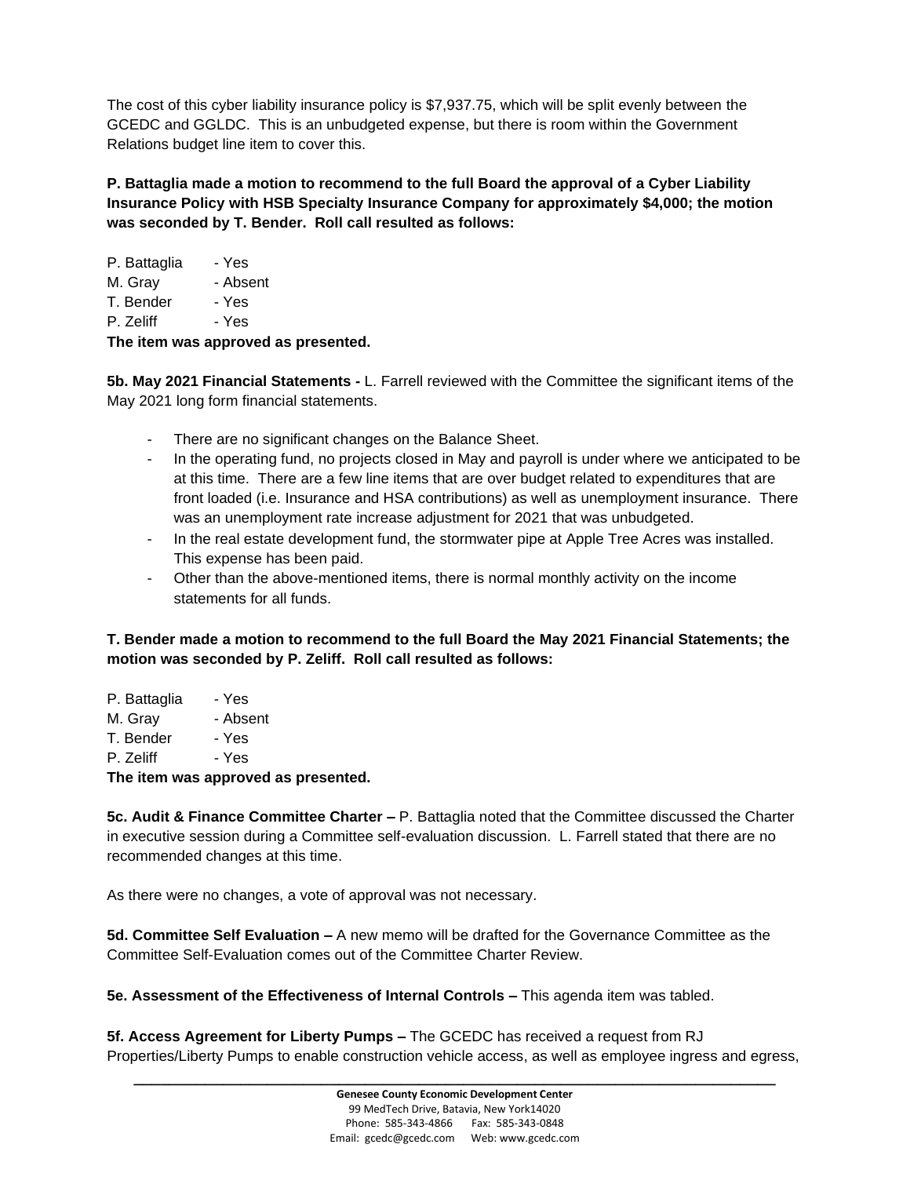The cost of this cyber liability insurance policy is $7,937.75, which will be split evenly between the GCEDC and GGLDC. This is an unbudgeted expense, but there is room within the Government Relations budget line item to cover this.

**P. Battaglia made a motion to recommend to the full Board the approval of a Cyber Liability Insurance Policy with HSB Specialty Insurance Company for approximately $4,000; the motion was seconded by T. Bender. Roll call resulted as follows:**

P. Battaglia - Yes
M. Gray - Absent
T. Bender - Yes
P. Zeliff - Yes
**The item was approved as presented.**

**5b. May 2021 Financial Statements -** L. Farrell reviewed with the Committee the significant items of the May 2021 long form financial statements.

- There are no significant changes on the Balance Sheet.
- In the operating fund, no projects closed in May and payroll is under where we anticipated to be at this time. There are a few line items that are over budget related to expenditures that are front loaded (i.e. Insurance and HSA contributions) as well as unemployment insurance. There was an unemployment rate increase adjustment for 2021 that was unbudgeted.
- In the real estate development fund, the stormwater pipe at Apple Tree Acres was installed. This expense has been paid.
- Other than the above-mentioned items, there is normal monthly activity on the income statements for all funds.

**T. Bender made a motion to recommend to the full Board the May 2021 Financial Statements; the motion was seconded by P. Zeliff. Roll call resulted as follows:**

P. Battaglia - Yes
M. Gray - Absent
T. Bender - Yes
P. Zeliff - Yes
**The item was approved as presented.**

**5c. Audit & Finance Committee Charter –** P. Battaglia noted that the Committee discussed the Charter in executive session during a Committee self-evaluation discussion. L. Farrell stated that there are no recommended changes at this time.

As there were no changes, a vote of approval was not necessary.

**5d. Committee Self Evaluation –** A new memo will be drafted for the Governance Committee as the Committee Self-Evaluation comes out of the Committee Charter Review.

**5e. Assessment of the Effectiveness of Internal Controls –** This agenda item was tabled.

**5f. Access Agreement for Liberty Pumps –** The GCEDC has received a request from RJ Properties/Liberty Pumps to enable construction vehicle access, as well as employee ingress and egress,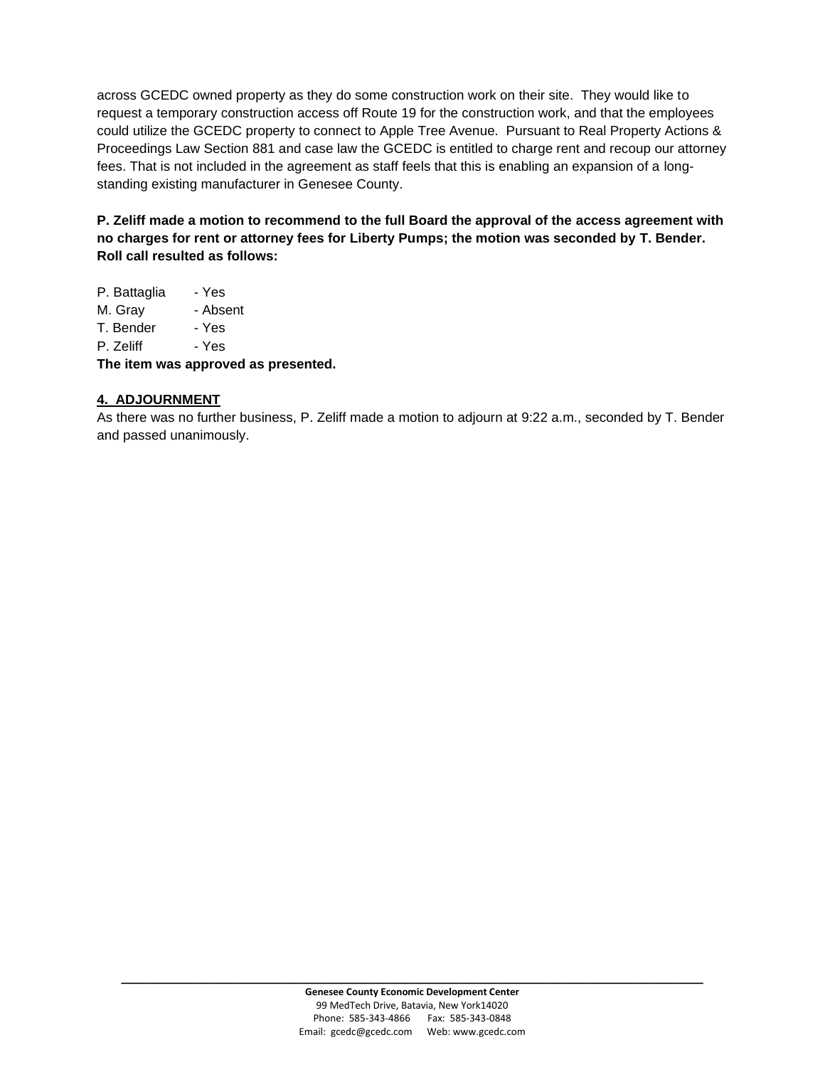across GCEDC owned property as they do some construction work on their site. They would like to request a temporary construction access off Route 19 for the construction work, and that the employees could utilize the GCEDC property to connect to Apple Tree Avenue. Pursuant to Real Property Actions & Proceedings Law Section 881 and case law the GCEDC is entitled to charge rent and recoup our attorney fees. That is not included in the agreement as staff feels that this is enabling an expansion of a long-standing existing manufacturer in Genesee County.

**P. Zeliff made a motion to recommend to the full Board the approval of the access agreement with no charges for rent or attorney fees for Liberty Pumps; the motion was seconded by T. Bender. Roll call resulted as follows:**

P. Battaglia - Yes
M. Gray - Absent
T. Bender - Yes
P. Zeliff - Yes

**The item was approved as presented.**

**4. ADJOURNMENT**

As there was no further business, P. Zeliff made a motion to adjourn at 9:22 a.m., seconded by T. Bender and passed unanimously.